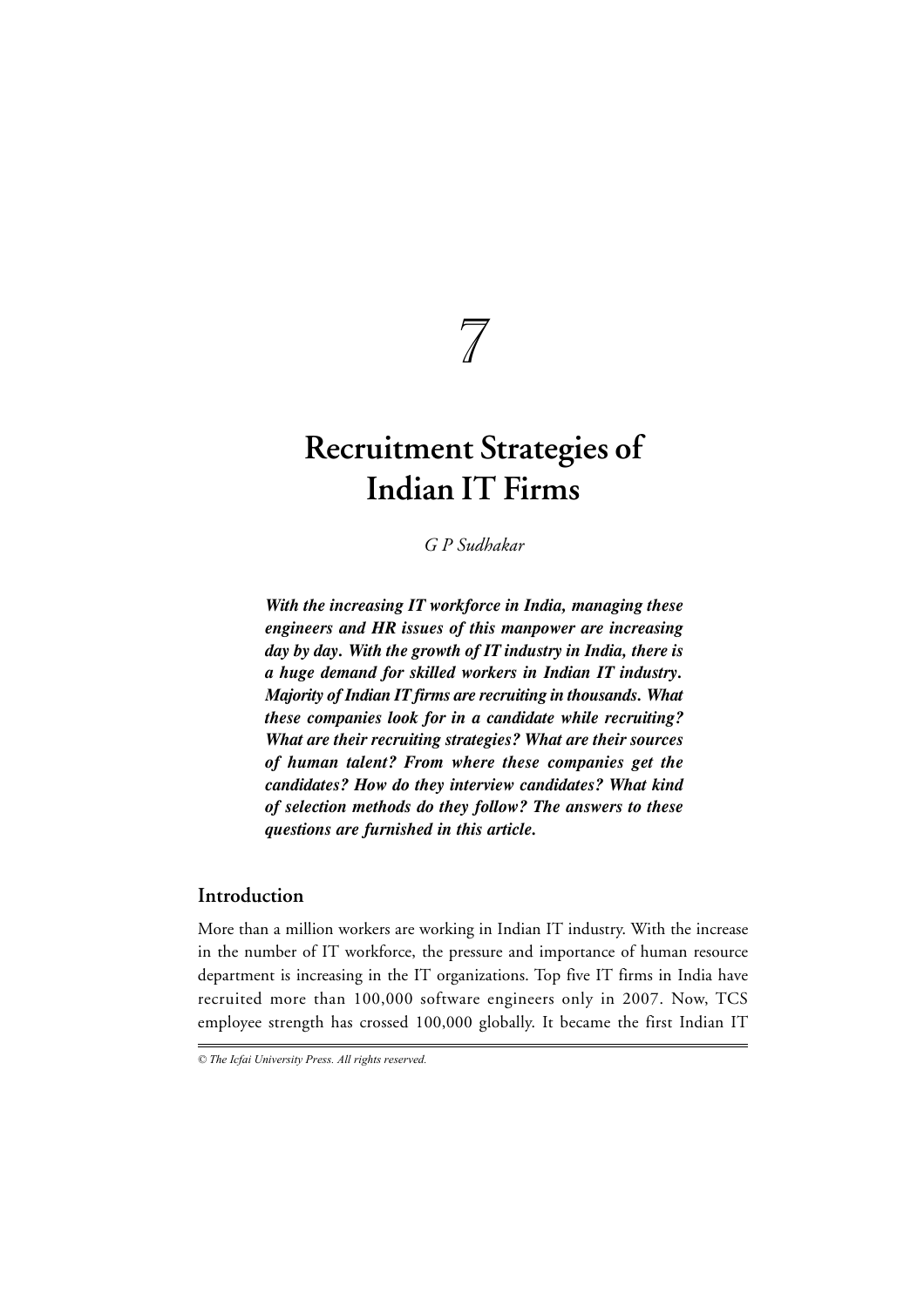7

# Recruitment Strategies of Indian IT Firms

*G P Sudhakar*

***With the increasing IT workforce in India, managing these engineers and HR issues of this manpower are increasing day by day. With the growth of IT industry in India, there is a huge demand for skilled workers in Indian IT industry. Majority of Indian IT firms are recruiting in thousands. What these companies look for in a candidate while recruiting? What are their recruiting strategies? What are their sources of human talent? From where these companies get the candidates? How do they interview candidates? What kind of selection methods do they follow? The answers to these questions are furnished in this article.***

## Introduction

More than a million workers are working in Indian IT industry. With the increase in the number of IT workforce, the pressure and importance of human resource department is increasing in the IT organizations. Top five IT firms in India have recruited more than 100,000 software engineers only in 2007. Now, TCS employee strength has crossed 100,000 globally. It became the first Indian IT

*© The Icfai University Press. All rights reserved.*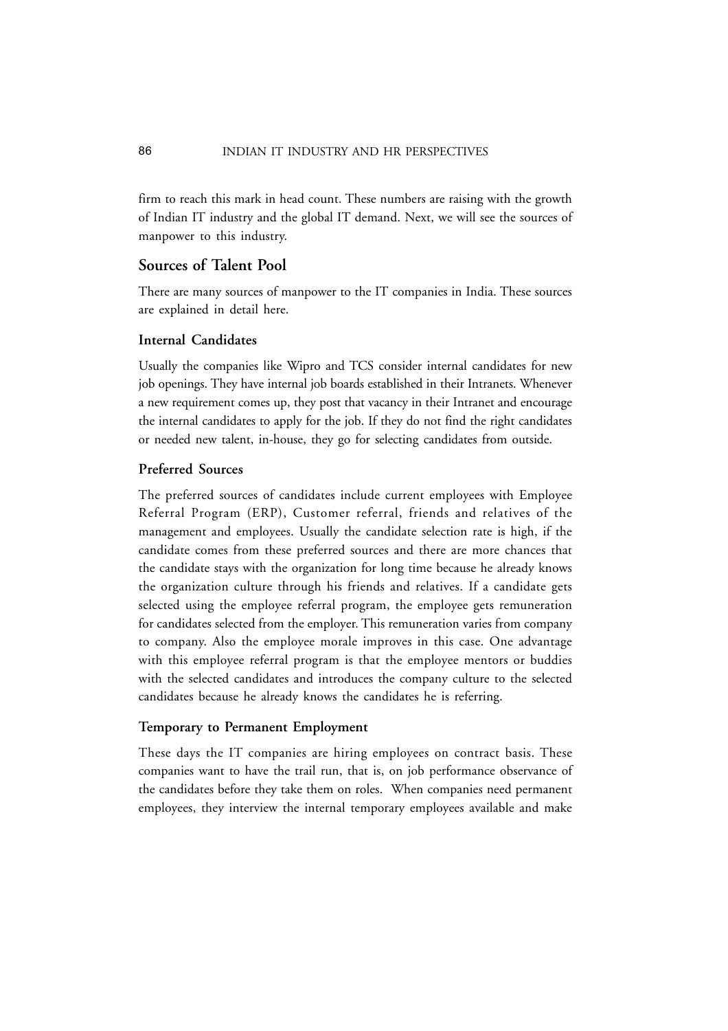firm to reach this mark in head count. These numbers are raising with the growth of Indian IT industry and the global IT demand. Next, we will see the sources of manpower to this industry.

## Sources of Talent Pool

There are many sources of manpower to the IT companies in India. These sources are explained in detail here.

### Internal Candidates

Usually the companies like Wipro and TCS consider internal candidates for new job openings. They have internal job boards established in their Intranets. Whenever a new requirement comes up, they post that vacancy in their Intranet and encourage the internal candidates to apply for the job. If they do not find the right candidates or needed new talent, in-house, they go for selecting candidates from outside.

### Preferred Sources

The preferred sources of candidates include current employees with Employee Referral Program (ERP), Customer referral, friends and relatives of the management and employees. Usually the candidate selection rate is high, if the candidate comes from these preferred sources and there are more chances that the candidate stays with the organization for long time because he already knows the organization culture through his friends and relatives. If a candidate gets selected using the employee referral program, the employee gets remuneration for candidates selected from the employer. This remuneration varies from company to company. Also the employee morale improves in this case. One advantage with this employee referral program is that the employee mentors or buddies with the selected candidates and introduces the company culture to the selected candidates because he already knows the candidates he is referring.

### Temporary to Permanent Employment

These days the IT companies are hiring employees on contract basis. These companies want to have the trail run, that is, on job performance observance of the candidates before they take them on roles. When companies need permanent employees, they interview the internal temporary employees available and make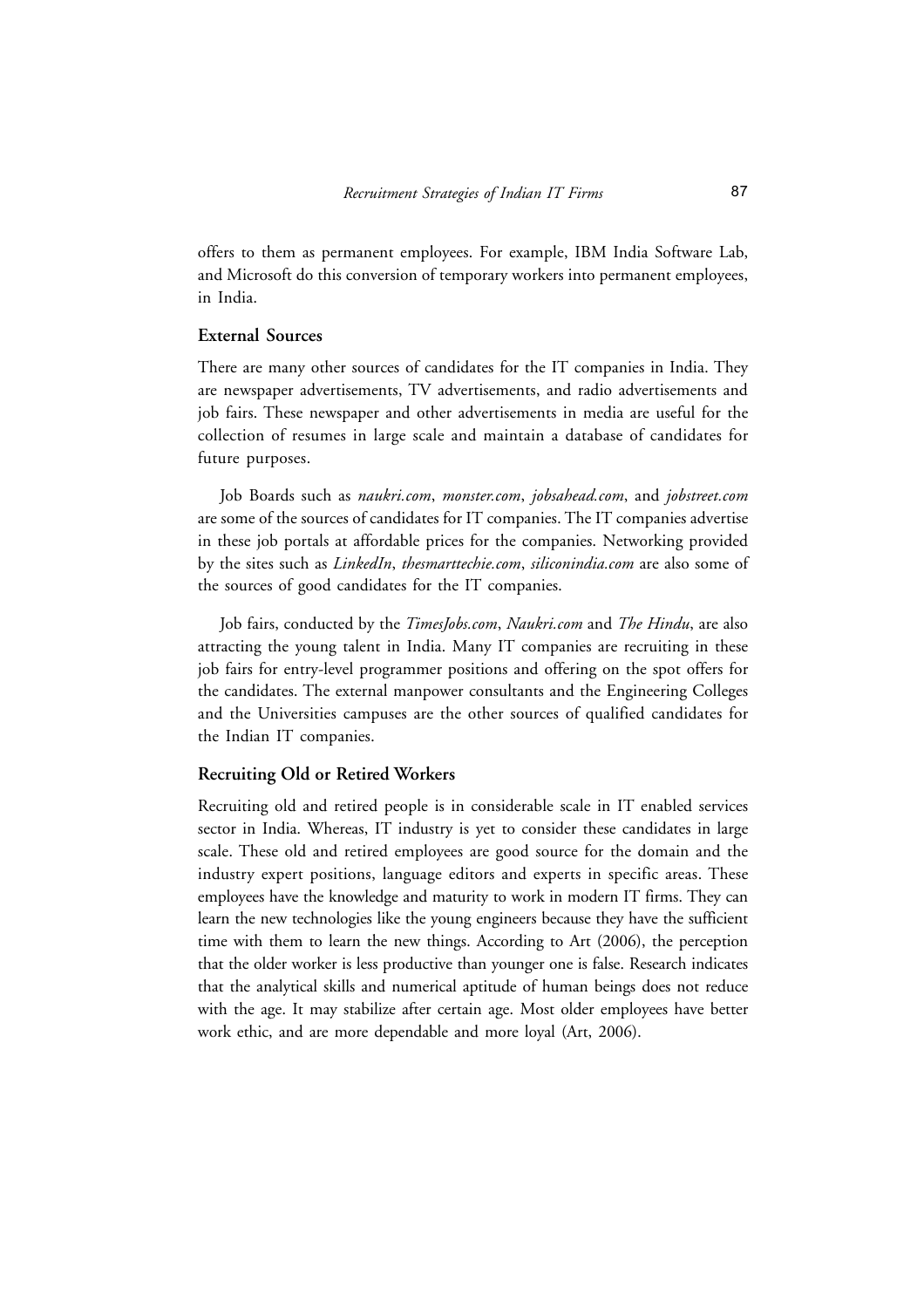offers to them as permanent employees. For example, IBM India Software Lab, and Microsoft do this conversion of temporary workers into permanent employees, in India.

### External Sources

There are many other sources of candidates for the IT companies in India. They are newspaper advertisements, TV advertisements, and radio advertisements and job fairs. These newspaper and other advertisements in media are useful for the collection of resumes in large scale and maintain a database of candidates for future purposes.

Job Boards such as *naukri.com*, *monster.com*, *jobsahead.com*, and *jobstreet.com* are some of the sources of candidates for IT companies. The IT companies advertise in these job portals at affordable prices for the companies. Networking provided by the sites such as *LinkedIn*, *thesmarttechie.com*, *siliconindia.com* are also some of the sources of good candidates for the IT companies.

Job fairs, conducted by the *TimesJobs.com*, *Naukri.com* and *The Hindu*, are also attracting the young talent in India. Many IT companies are recruiting in these job fairs for entry-level programmer positions and offering on the spot offers for the candidates. The external manpower consultants and the Engineering Colleges and the Universities campuses are the other sources of qualified candidates for the Indian IT companies.

### Recruiting Old or Retired Workers

Recruiting old and retired people is in considerable scale in IT enabled services sector in India. Whereas, IT industry is yet to consider these candidates in large scale. These old and retired employees are good source for the domain and the industry expert positions, language editors and experts in specific areas. These employees have the knowledge and maturity to work in modern IT firms. They can learn the new technologies like the young engineers because they have the sufficient time with them to learn the new things. According to Art (2006), the perception that the older worker is less productive than younger one is false. Research indicates that the analytical skills and numerical aptitude of human beings does not reduce with the age. It may stabilize after certain age. Most older employees have better work ethic, and are more dependable and more loyal (Art, 2006).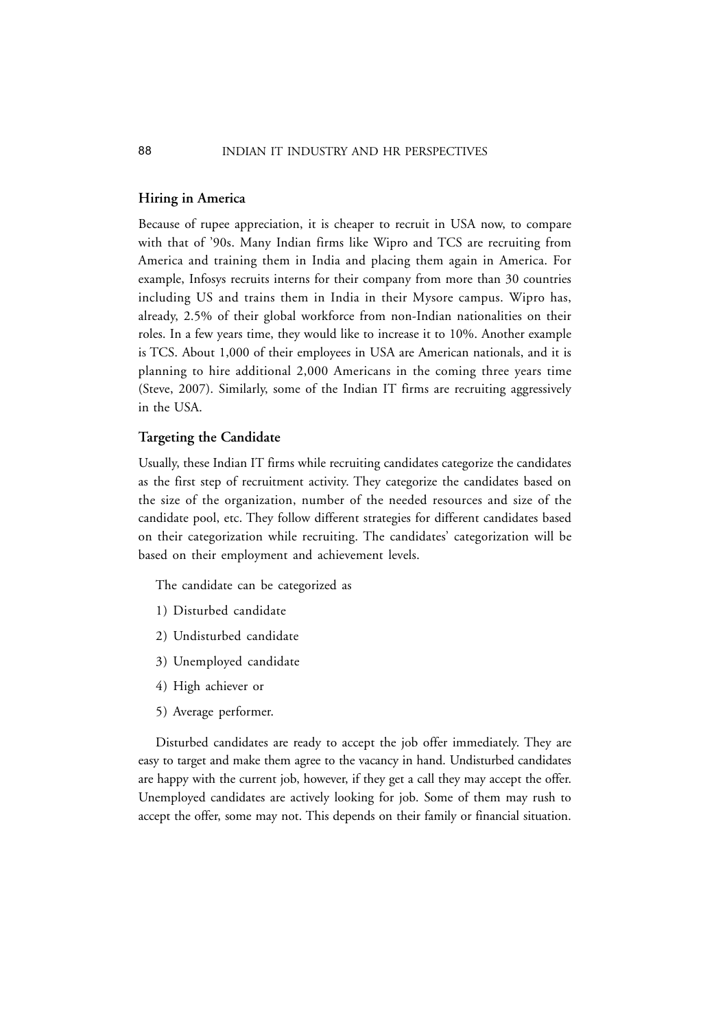### Hiring in America

Because of rupee appreciation, it is cheaper to recruit in USA now, to compare with that of '90s. Many Indian firms like Wipro and TCS are recruiting from America and training them in India and placing them again in America. For example, Infosys recruits interns for their company from more than 30 countries including US and trains them in India in their Mysore campus. Wipro has, already, 2.5% of their global workforce from non-Indian nationalities on their roles. In a few years time, they would like to increase it to 10%. Another example is TCS. About 1,000 of their employees in USA are American nationals, and it is planning to hire additional 2,000 Americans in the coming three years time (Steve, 2007). Similarly, some of the Indian IT firms are recruiting aggressively in the USA.

### Targeting the Candidate

Usually, these Indian IT firms while recruiting candidates categorize the candidates as the first step of recruitment activity. They categorize the candidates based on the size of the organization, number of the needed resources and size of the candidate pool, etc. They follow different strategies for different candidates based on their categorization while recruiting. The candidates' categorization will be based on their employment and achievement levels.

The candidate can be categorized as

1) Disturbed candidate
2) Undisturbed candidate
3) Unemployed candidate
4) High achiever or
5) Average performer.

Disturbed candidates are ready to accept the job offer immediately. They are easy to target and make them agree to the vacancy in hand. Undisturbed candidates are happy with the current job, however, if they get a call they may accept the offer. Unemployed candidates are actively looking for job. Some of them may rush to accept the offer, some may not. This depends on their family or financial situation.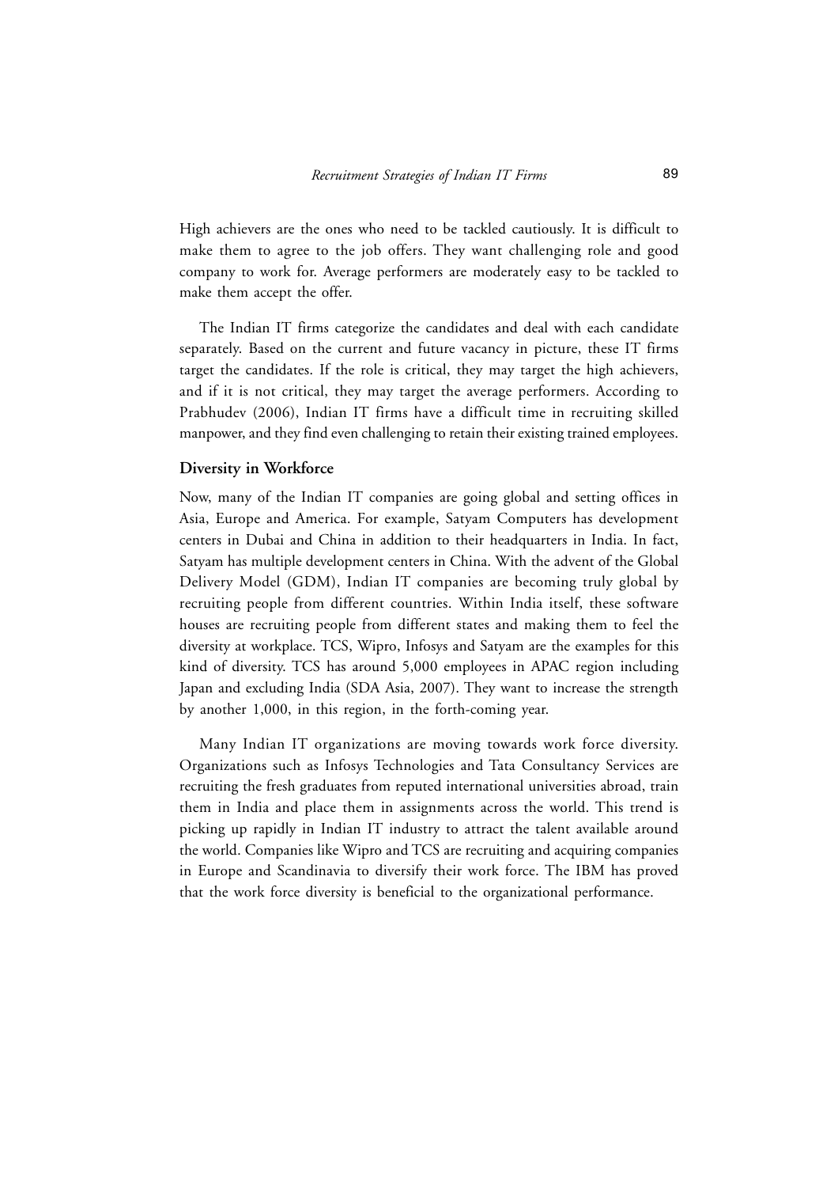High achievers are the ones who need to be tackled cautiously. It is difficult to make them to agree to the job offers. They want challenging role and good company to work for. Average performers are moderately easy to be tackled to make them accept the offer.

The Indian IT firms categorize the candidates and deal with each candidate separately. Based on the current and future vacancy in picture, these IT firms target the candidates. If the role is critical, they may target the high achievers, and if it is not critical, they may target the average performers. According to Prabhudev (2006), Indian IT firms have a difficult time in recruiting skilled manpower, and they find even challenging to retain their existing trained employees.

### Diversity in Workforce

Now, many of the Indian IT companies are going global and setting offices in Asia, Europe and America. For example, Satyam Computers has development centers in Dubai and China in addition to their headquarters in India. In fact, Satyam has multiple development centers in China. With the advent of the Global Delivery Model (GDM), Indian IT companies are becoming truly global by recruiting people from different countries. Within India itself, these software houses are recruiting people from different states and making them to feel the diversity at workplace. TCS, Wipro, Infosys and Satyam are the examples for this kind of diversity. TCS has around 5,000 employees in APAC region including Japan and excluding India (SDA Asia, 2007). They want to increase the strength by another 1,000, in this region, in the forth-coming year.

Many Indian IT organizations are moving towards work force diversity. Organizations such as Infosys Technologies and Tata Consultancy Services are recruiting the fresh graduates from reputed international universities abroad, train them in India and place them in assignments across the world. This trend is picking up rapidly in Indian IT industry to attract the talent available around the world. Companies like Wipro and TCS are recruiting and acquiring companies in Europe and Scandinavia to diversify their work force. The IBM has proved that the work force diversity is beneficial to the organizational performance.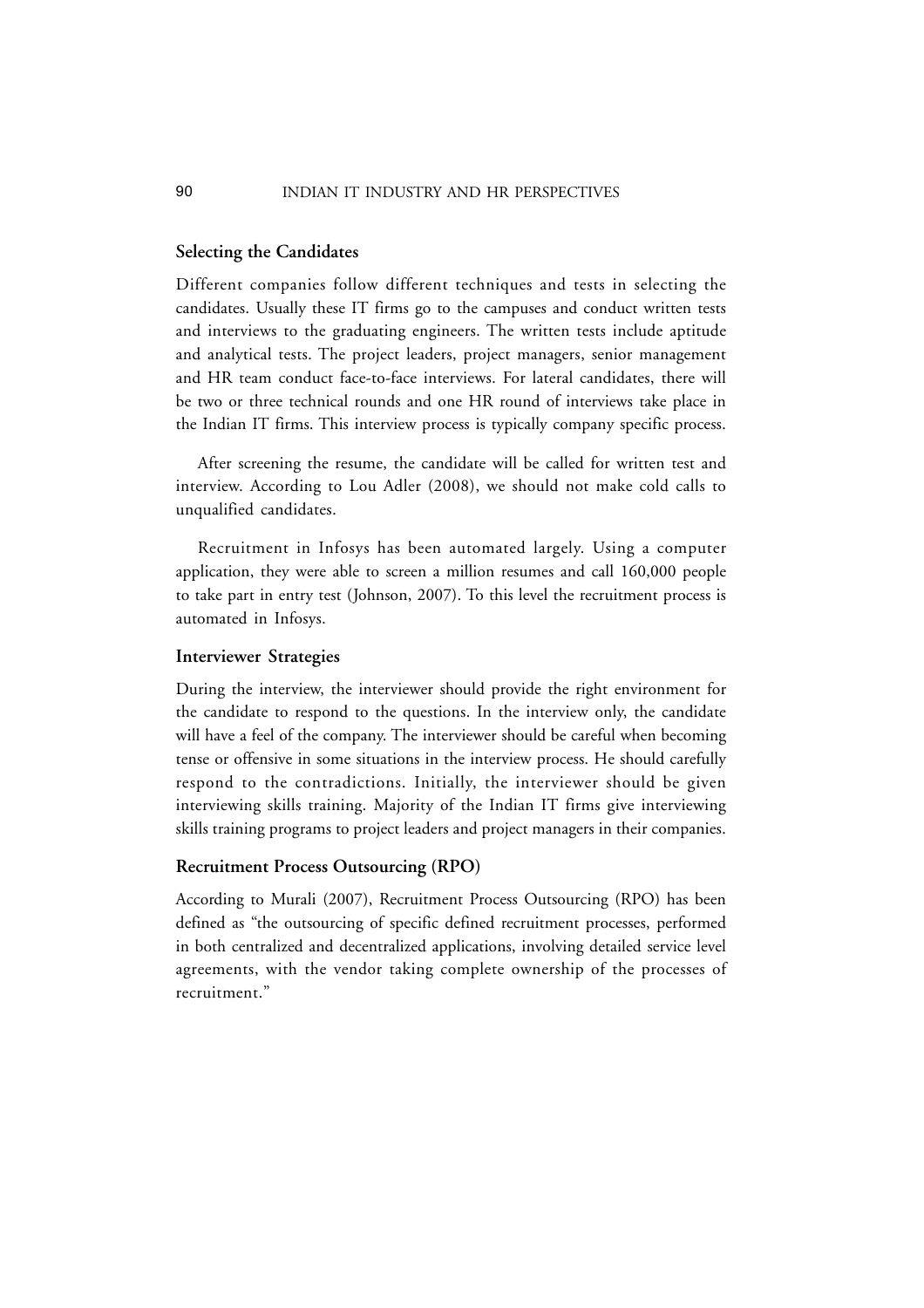### Selecting the Candidates

Different companies follow different techniques and tests in selecting the candidates. Usually these IT firms go to the campuses and conduct written tests and interviews to the graduating engineers. The written tests include aptitude and analytical tests. The project leaders, project managers, senior management and HR team conduct face-to-face interviews. For lateral candidates, there will be two or three technical rounds and one HR round of interviews take place in the Indian IT firms. This interview process is typically company specific process.

After screening the resume, the candidate will be called for written test and interview. According to Lou Adler (2008), we should not make cold calls to unqualified candidates.

Recruitment in Infosys has been automated largely. Using a computer application, they were able to screen a million resumes and call 160,000 people to take part in entry test (Johnson, 2007). To this level the recruitment process is automated in Infosys.

### Interviewer Strategies

During the interview, the interviewer should provide the right environment for the candidate to respond to the questions. In the interview only, the candidate will have a feel of the company. The interviewer should be careful when becoming tense or offensive in some situations in the interview process. He should carefully respond to the contradictions. Initially, the interviewer should be given interviewing skills training. Majority of the Indian IT firms give interviewing skills training programs to project leaders and project managers in their companies.

### Recruitment Process Outsourcing (RPO)

According to Murali (2007), Recruitment Process Outsourcing (RPO) has been defined as "the outsourcing of specific defined recruitment processes, performed in both centralized and decentralized applications, involving detailed service level agreements, with the vendor taking complete ownership of the processes of recruitment."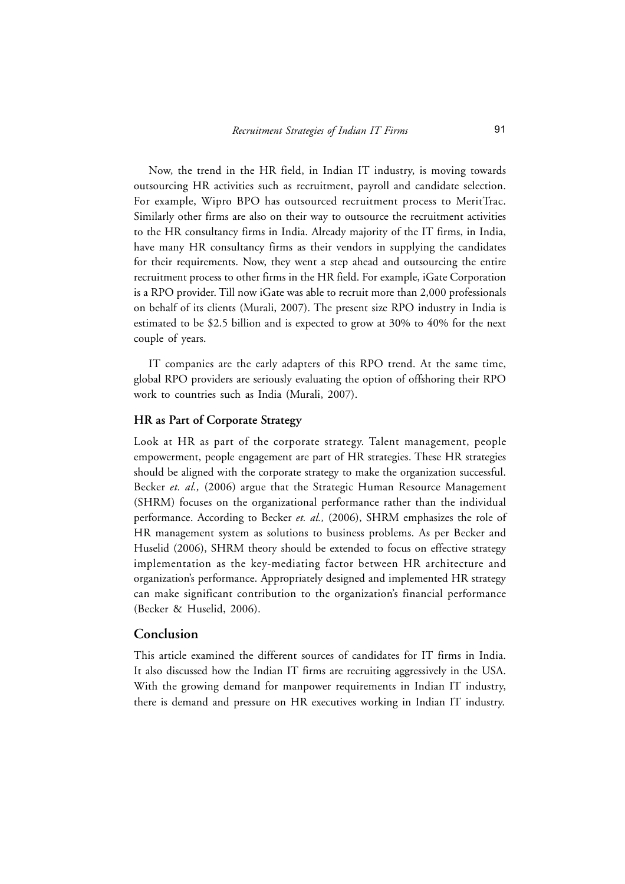Now, the trend in the HR field, in Indian IT industry, is moving towards outsourcing HR activities such as recruitment, payroll and candidate selection. For example, Wipro BPO has outsourced recruitment process to MeritTrac. Similarly other firms are also on their way to outsource the recruitment activities to the HR consultancy firms in India. Already majority of the IT firms, in India, have many HR consultancy firms as their vendors in supplying the candidates for their requirements. Now, they went a step ahead and outsourcing the entire recruitment process to other firms in the HR field. For example, iGate Corporation is a RPO provider. Till now iGate was able to recruit more than 2,000 professionals on behalf of its clients (Murali, 2007). The present size RPO industry in India is estimated to be \$2.5 billion and is expected to grow at 30% to 40% for the next couple of years.

IT companies are the early adapters of this RPO trend. At the same time, global RPO providers are seriously evaluating the option of offshoring their RPO work to countries such as India (Murali, 2007).

### HR as Part of Corporate Strategy

Look at HR as part of the corporate strategy. Talent management, people empowerment, people engagement are part of HR strategies. These HR strategies should be aligned with the corporate strategy to make the organization successful. Becker *et. al.,* (2006) argue that the Strategic Human Resource Management (SHRM) focuses on the organizational performance rather than the individual performance. According to Becker *et. al.,* (2006), SHRM emphasizes the role of HR management system as solutions to business problems. As per Becker and Huselid (2006), SHRM theory should be extended to focus on effective strategy implementation as the key-mediating factor between HR architecture and organization's performance. Appropriately designed and implemented HR strategy can make significant contribution to the organization's financial performance (Becker & Huselid, 2006).

## Conclusion

This article examined the different sources of candidates for IT firms in India. It also discussed how the Indian IT firms are recruiting aggressively in the USA. With the growing demand for manpower requirements in Indian IT industry, there is demand and pressure on HR executives working in Indian IT industry.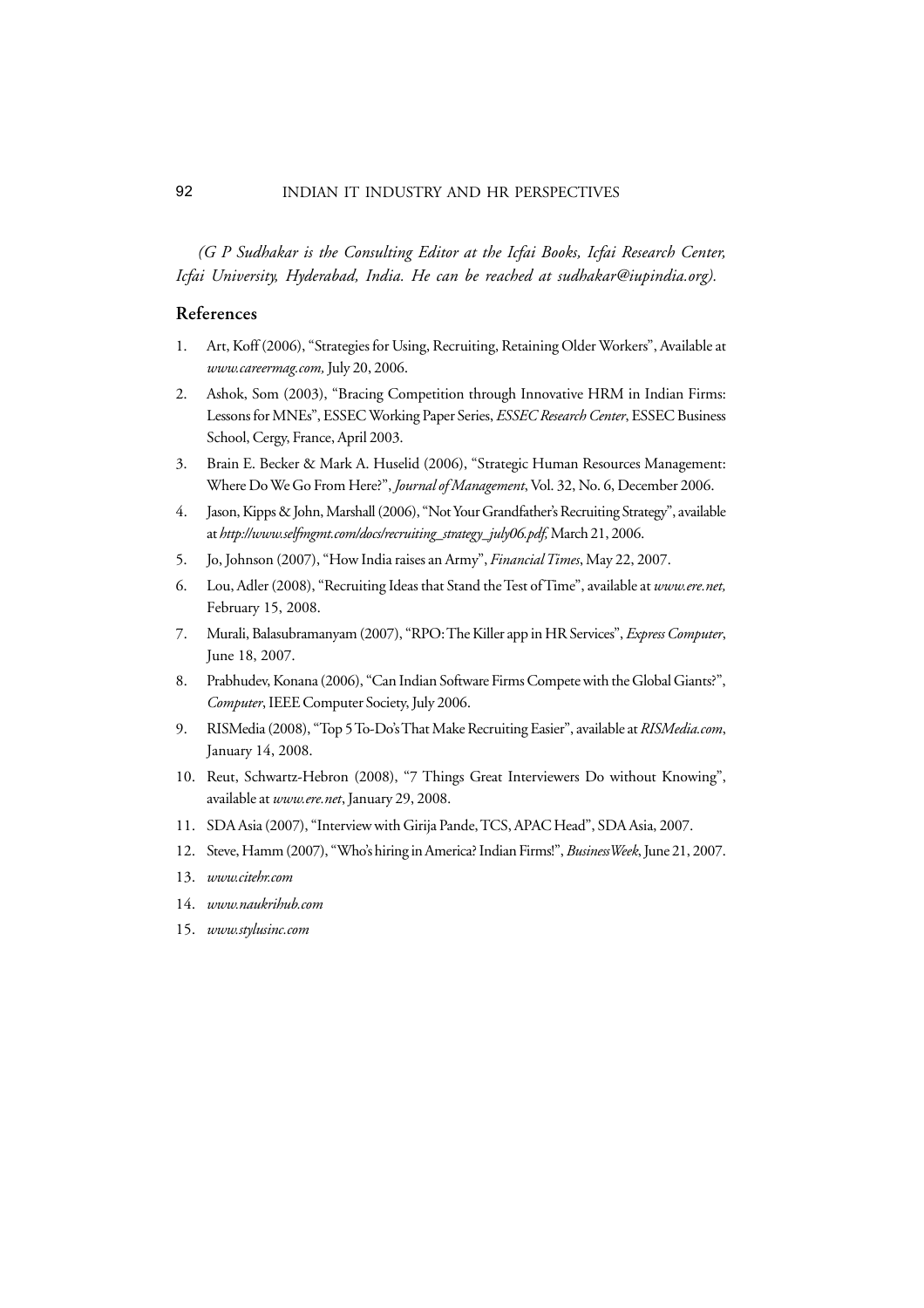*(G P Sudhakar is the Consulting Editor at the Icfai Books, Icfai Research Center, Icfai University, Hyderabad, India. He can be reached at sudhakar@iupindia.org).*

## References

1. Art, Koff (2006), "Strategies for Using, Recruiting, Retaining Older Workers", Available at *www.careermag.com,* July 20, 2006.
2. Ashok, Som (2003), "Bracing Competition through Innovative HRM in Indian Firms: Lessons for MNEs", ESSEC Working Paper Series, *ESSEC Research Center*, ESSEC Business School, Cergy, France, April 2003.
3. Brain E. Becker & Mark A. Huselid (2006), "Strategic Human Resources Management: Where Do We Go From Here?", *Journal of Management*, Vol. 32, No. 6, December 2006.
4. Jason, Kipps & John, Marshall (2006), "Not Your Grandfather's Recruiting Strategy", available at *http://www.selfmgmt.com/docs/recruiting_strategy_july06.pdf,* March 21, 2006.
5. Jo, Johnson (2007), "How India raises an Army", *Financial Times*, May 22, 2007.
6. Lou, Adler (2008), "Recruiting Ideas that Stand the Test of Time", available at *www.ere.net,* February 15, 2008.
7. Murali, Balasubramanyam (2007), "RPO: The Killer app in HR Services", *Express Computer*, June 18, 2007.
8. Prabhudev, Konana (2006), "Can Indian Software Firms Compete with the Global Giants?", *Computer*, IEEE Computer Society, July 2006.
9. RISMedia (2008), "Top 5 To-Do's That Make Recruiting Easier", available at *RISMedia.com*, January 14, 2008.
10. Reut, Schwartz-Hebron (2008), "7 Things Great Interviewers Do without Knowing", available at *www.ere.net*, January 29, 2008.
11. SDA Asia (2007), "Interview with Girija Pande, TCS, APAC Head", SDA Asia, 2007.
12. Steve, Hamm (2007), "Who's hiring in America? Indian Firms!", *BusinessWeek*, June 21, 2007.
13. *www.citehr.com*
14. *www.naukrihub.com*
15. *www.stylusinc.com*